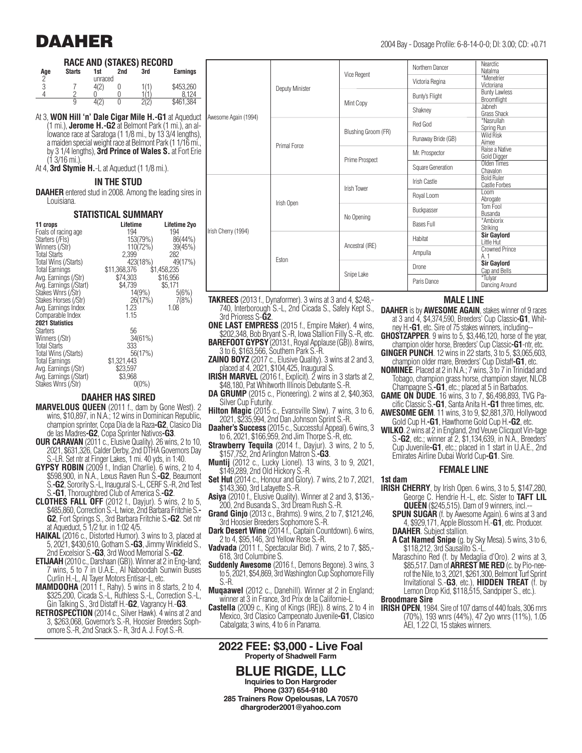# DAAHER

2004 Bay - Dosage Profile: 6-8-14-0-0; DI: 3.00; CD: +0.71

## RACE AND (STAKES) RECORD

| Age | Starts | 1st | 2nd | 3rd | Earnings |
|---|---|---|---|---|---|
| 2 | | unraced | | | |
| 3 | 7 | 4(2) | 0 | 1(1) | $453,260 |
| 4 | 2 | 0 | 0 | 1(1) | 8,124 |
| | 9 | 4(2) | 0 | 2(2) | $461,384 |

At 3, **WON Hill 'n' Dale Cigar Mile H.-G1** at Aqueduct (1 mi.), **Jerome H.-G2** at Belmont Park (1 mi.), an allowance race at Saratoga (1 1/8 mi., by 13 3/4 lengths), a maiden special weight race at Belmont Park (1 1/16 mi., by 3 1/4 lengths), **3rd Prince of Wales S.** at Fort Erie (1 3/16 mi.).

At 4, **3rd Stymie H.**-L at Aqueduct (1 1/8 mi.).

## IN THE STUD

**DAAHER** entered stud in 2008. Among the leading sires in Louisiana.

## STATISTICAL SUMMARY

| 11 crops | Lifetime | Lifetime 2yo |
|---|---|---|
| Foals of racing age | 194 | 194 |
| Starters (/Fls) | 153(79%) | 86(44%) |
| Winners (/Str) | 110(72%) | 39(45%) |
| Total Starts | 2,399 | 282 |
| Total Wins (/Starts) | 423(18%) | 49(17%) |
| Total Earnings | $11,368,376 | $1,458,235 |
| Avg. Earnings (/Str) | $74,303 | $16,956 |
| Avg. Earnings (/Start) | $4,739 | $5,171 |
| Stakes Wnrs (/Str) | 14(9%) | 5(6%) |
| Stakes Horses (/Str) | 26(17%) | 7(8%) |
| Avg. Earnings Index | 1.23 | 1.08 |
| Comparable Index | 1.15 | |
| **2021 Statistics** | | |
| Starters | 56 | |
| Winners (/Str) | 34(61%) | |
| Total Starts | 333 | |
| Total Wins (/Starts) | 56(17%) | |
| Total Earnings | $1,321,443 | |
| Avg. Earnings (/Str) | $23,597 | |
| Avg. Earnings (/Start) | $3,968 | |
| Stakes Wnrs (/Str) | 0(0%) | |

## DAAHER HAS SIRED

**MARVELOUS QUEEN** (2011 f., dam by Gone West). 2 wins, $10,897, in N.A.; 12 wins in Dominican Republic, champion sprinter, Copa Dia de la Raza**-G2**, Clasico Dia de las Madres**-G2**, Copa Sprinter Nativos**-G3**.

**OUR CARAVAN** (2011 c., Elusive Quality). 26 wins, 2 to 10, 2021, $631,326, Calder Derby, 2nd DTHA Governors Day S.-LR. Set ntr at Finger Lakes, 1 mi. 40 yds, in 1:40.

**GYPSY ROBIN** (2009 f., Indian Charlie). 6 wins, 2 to 4, $598,900, in N.A., Lexus Raven Run S.**-G2**, Beaumont S.**-G2**, Sorority S.-L, Inaugural S.-L, CERF S.-R, 2nd Test S.**-G1**, Thoroughbred Club of America S.**-G2**.

**CLOTHES FALL OFF** (2012 f., Dayjur). 5 wins, 2 to 5, $485,860, Correction S.-L twice, 2nd Barbara Fritchie S.**-G2**, Fort Springs S., 3rd Barbara Fritchie S.**-G2**. Set ntr at Aqueduct, 5 1/2 fur. in 1:02 4/5.

**HAIKAL** (2016 c., Distorted Humor). 3 wins to 3, placed at 5, 2021, $430,610, Gotham S.**-G3**, Jimmy Winkfield S., 2nd Excelsior S.**-G3**, 3rd Wood Memorial S.**-G2**.

**ETIJAAH** (2010 c., Darshaan (GB)). Winner at 2 in England; 7 wins, 5 to 7 in U.A.E., Al Naboodah Sunwin Buses Curlin H.-L, Al Tayer Motors Entisar-L, etc.

**MAMDOOHA** (2011 f., Rahy). 5 wins in 8 starts, 2 to 4, $325,200, Cicada S.-L, Ruthless S.-L, Correction S.-L, Gin Talking S., 3rd Distaff H.**-G2**, Vagrancy H.**-G3**.

**RETROSPECTION** (2014 c., Silver Hawk). 4 wins at 2 and 3, $263,068, Governor's S.-R, Hoosier Breeders Sophomore S.-R, 2nd Snack S.- R, 3rd A. J. Foyt S.-R.

## Pedigree

| | | | | |
|---|---|---|---|---|
| Awesome Again (1994) | Deputy Minister | Vice Regent | Northern Dancer | Nearctic / Natalma |
| | | | Victoria Regina | *Menetrier / Victoriana |
| | | Mint Copy | Bunty's Flight | Bunty Lawless / Broomflight |
| | | | Shakney | Jabneh / Grass Shack |
| | Primal Force | Blushing Groom (FR) | Red God | *Nasrullah / Spring Run |
| | | | Runaway Bride (GB) | Wild Risk / Aimee |
| | | Prime Prospect | Mr. Prospector | Raise a Native / Gold Digger |
| | | | Square Generation | Olden Times / Chavalon |
| Irish Cherry (1994) | Irish Open | Irish Tower | Irish Castle | Bold Ruler / Castle Forbes |
| | | | Royal Loom | Loom / Abrogate |
| | | No Opening | Buckpasser | Tom Fool / Busanda |
| | | | Bases Full | *Ambiorix / Striking |
| | Eston | Ancestral (IRE) | Habitat | **Sir Gaylord** / Little Hut |
| | | | Ampulla | Crowned Prince / A. 1 |
| | | Snipe Lake | Drone | **Sir Gaylord** / Cap and Bells |
| | | | Paris Dance | *Tulyar / Dancing Around |

**TAKREES** (2013 f., Dynaformer). 3 wins at 3 and 4, $248,740, Interborough S.-L, 2nd Cicada S., Safely Kept S., 3rd Prioress S-**G2**.

**ONE LAST EMPRESS** (2015 f., Empire Maker). 4 wins, $202,348, Bob Bryant S.-R, Iowa Stallion Filly S.-R, etc.

**BAREFOOT GYPSY** (2013 f., Royal Applause (GB)). 8 wins, 3 to 6, $163,566, Southern Park S.-R.

**ZAINO BOYZ** (2017 c., Elusive Quality). 3 wins at 2 and 3, placed at 4, 2021, $104,425, Inaugural S.

**IRISH MARVEL** (2016 f., Explicit). 2 wins in 3 starts at 2, $48,180, Pat Whitworth Illinois Debutante S.-R.

**DA GRUMP** (2015 c., Pioneering). 2 wins at 2, $40,363, Silver Cup Futurity.

**Hilton Magic** (2015 c., Evansville Slew). 7 wins, 3 to 6, 2021, $235,994, 2nd Dan Johnson Sprint S.-R.

**Daaher's Success** (2015 c., Successful Appeal). 6 wins, 3 to 6, 2021, $166,959, 2nd Jim Thorpe S.-R, etc.

**Strawberry Tequila** (2014 f., Dayjur). 3 wins, 2 to 5, $157,752, 2nd Arlington Matron S.**-G3**.

**Muntij** (2012 c., Lucky Lionel). 13 wins, 3 to 9, 2021, $149,289, 2nd Old Hickory S.-R.

**Set Hut** (2014 c., Honour and Glory). 7 wins, 2 to 7, 2021, $143,360, 3rd Lafayette S.-R.

**Asiya** (2010 f., Elusive Quality). Winner at 2 and 3, $136,200, 2nd Busanda S., 3rd Dream Rush S.-R.

**Grand Ginjo** (2013 c., Brahms). 9 wins, 2 to 7, $121,246, 3rd Hoosier Breeders Sophomore S.-R.

**Dark Desert Wine** (2014 f., Captain Countdown). 6 wins, 2 to 4, $95,146, 3rd Yellow Rose S.-R.

**Vadvada** (2011 f., Spectacular Bid). 7 wins, 2 to 7, $85,618, 3rd Columbine S.

**Suddenly Awesome** (2016 f., Demons Begone). 3 wins, 3 to 5, 2021, $54,869, 3rd Washington Cup Sophomore Filly S.-R.

**Muqaawel** (2012 c., Danehill). Winner at 2 in England; winner at 3 in France, 3rd Prix de la Californie-L.

**Castella** (2009 c., King of Kings (IRE)). 8 wins, 2 to 4 in Mexico, 3rd Clasico Campeonato Juvenile**-G1**, Clasico Cabalgata; 3 wins, 4 to 6 in Panama.

## MALE LINE

**DAAHER** is by **AWESOME AGAIN**, stakes winner of 9 races at 3 and 4, $4,374,590, Breeders' Cup Classic**-G1**, Whitney H.**-G1**, etc. Sire of 75 stakes winners, including--

**GHOSTZAPPER**. 9 wins to 5, $3,446,120, horse of the year, champion older horse, Breeders' Cup Classic**-G1**-ntr, etc.

**GINGER PUNCH**. 12 wins in 22 starts, 3 to 5, $3,065,603, champion older mare, Breeders' Cup Distaff**-G1**, etc.

**NOMINEE**. Placed at 2 in N.A.; 7 wins, 3 to 7 in Trinidad and Tobago, champion grass horse, champion stayer, NLCB Champagne S.**-G1**, etc.; placed at 5 in Barbados.

**GAME ON DUDE**. 16 wins, 3 to 7, $6,498,893, TVG Pacific Classic S.**-G1**, Santa Anita H.**-G1** three times, etc.

**AWESOME GEM**. 11 wins, 3 to 9, $2,881,370, Hollywood Gold Cup H.**-G1**, Hawthorne Gold Cup H.**-G2**, etc.

**WILKO**. 2 wins at 2 in England, 2nd Veuve Clicquot Vintage S.**-G2**, etc.; winner at 2, $1,134,639, in N.A., Breeders' Cup Juvenile**-G1**, etc.; placed in 1 start in U.A.E., 2nd Emirates Airline Dubai World Cup**-G1**. Sire.

## FEMALE LINE

**1st dam**

**IRISH CHERRY**, by Irish Open. 6 wins, 3 to 5, $147,280, George C. Hendrie H.-L, etc. Sister to **TAFT LIL QUEEN** ($245,515). Dam of 9 winners, incl.--

**SPUN SUGAR** (f. by Awesome Again). 6 wins at 3 and 4, $929,171, Apple Blossom H.**-G1**, etc. Producer.

**DAAHER**. Subject stallion.

**A Cat Named Snipe** (g. by Sky Mesa). 5 wins, 3 to 6, $118,212, 3rd Sausalito S.-L.

Maraschino Red (f. by Medaglia d'Oro). 2 wins at 3, $85,517. Dam of **ARREST ME RED** (c. by Pioneerof the Nile, to 3, 2021, $261,300, Belmont Turf Sprint Invitational S.**-G3**, etc.), **HIDDEN TREAT** (f. by Lemon Drop Kid, $118,515, Sandpiper S., etc.).

**Broodmare Sire**

**IRISH OPEN**, 1984. Sire of 107 dams of 440 foals, 306 rnrs (70%), 193 wnrs (44%), 47 2yo wnrs (11%), 1.05 AEI, 1.22 CI, 15 stakes winners.

**2022 FEE: $3,000 - Live Foal**

**Property of Shadwell Farm**

## BLUE RIGDE, LLC

**Inquiries to Don Hargroder**
**Phone (337) 654-9180**
**285 Trainers Row Opelousas, LA 70570**
**dhargroder2001@yahoo.com**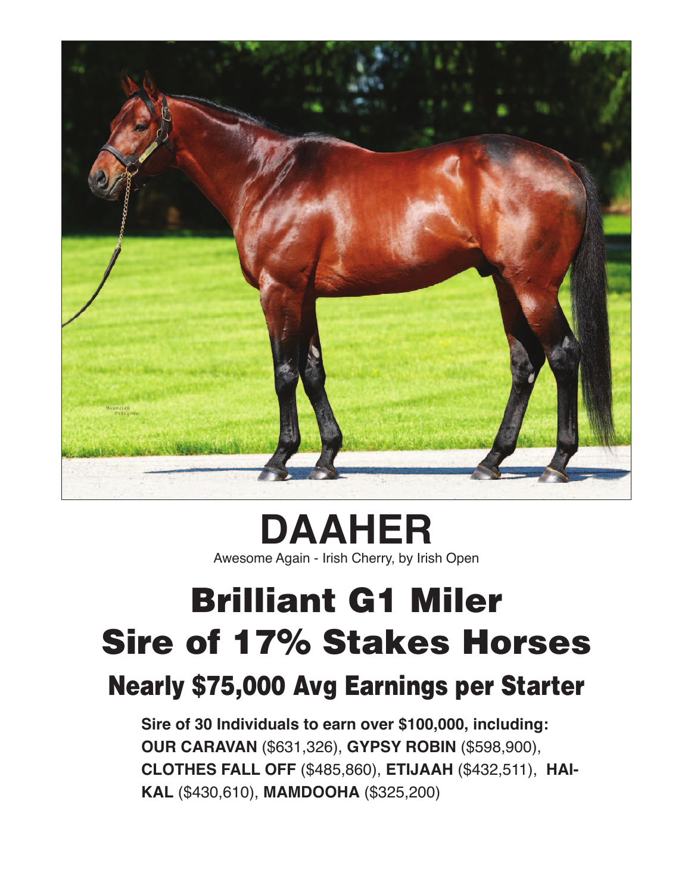# DAAHER

Awesome Again - Irish Cherry, by Irish Open

# Brilliant G1 Miler
# Sire of 17% Stakes Horses

## Nearly $75,000 Avg Earnings per Starter

**Sire of 30 Individuals to earn over $100,000, including:**
**OUR CARAVAN** ($631,326), **GYPSY ROBIN** ($598,900), **CLOTHES FALL OFF** ($485,860), **ETIJAAH** ($432,511), **HAIKAL** ($430,610), **MAMDOOHA** ($325,200)